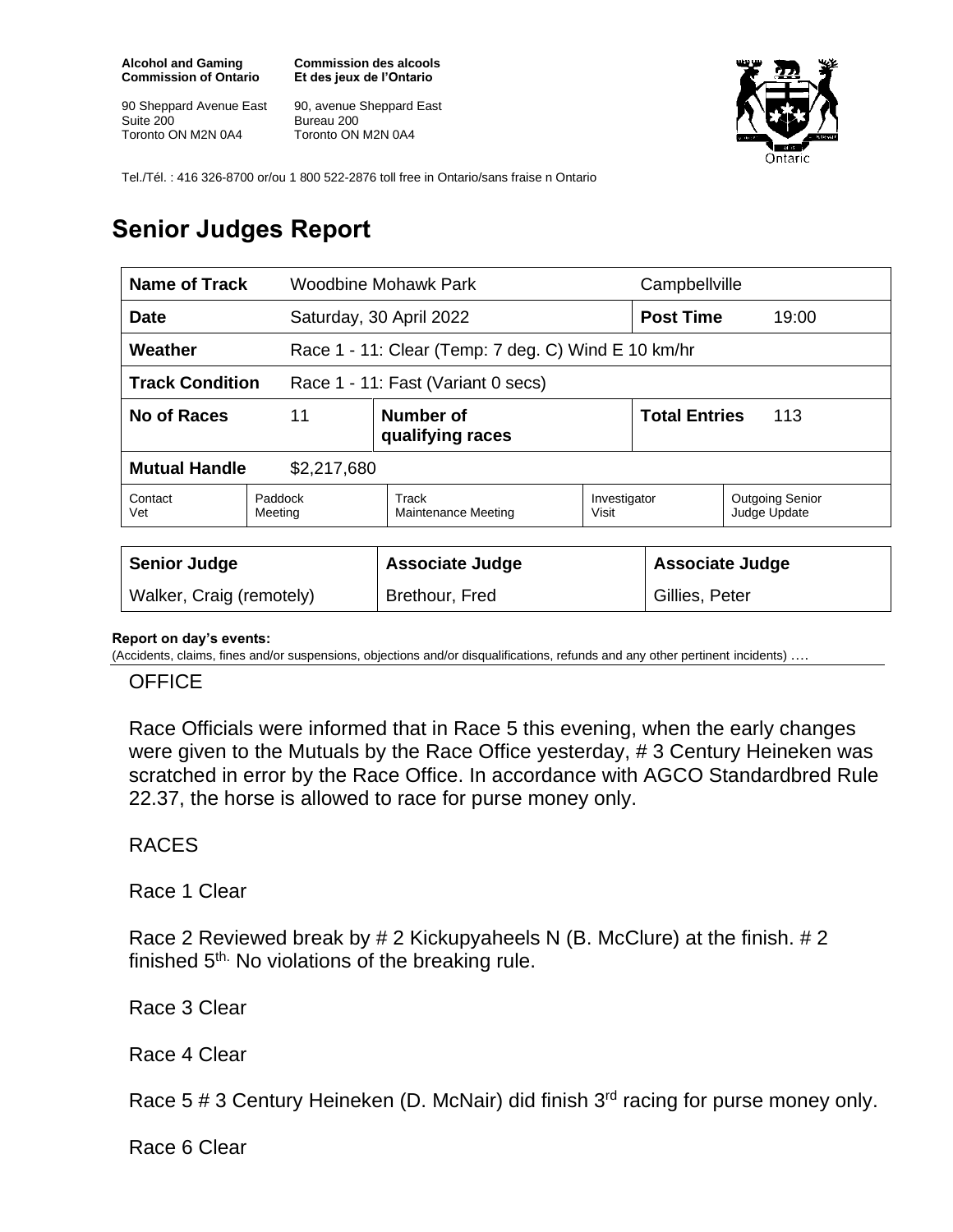**Alcohol and Gaming Commission of Ontario**

90 Sheppard Avenue East
Suite 200
Toronto ON M2N 0A4

**Commission des alcools Et des jeux de l'Ontario**

90, avenue Sheppard East
Bureau 200
Toronto ON M2N 0A4

Tel./Tél. : 416 326-8700 or/ou 1 800 522-2876 toll free in Ontario/sans fraise n Ontario

# Senior Judges Report

| **Name of Track** | Woodbine Mohawk Park | | Campbellville | |
|---|---|---|---|---|
| **Date** | Saturday, 30 April 2022 | | **Post Time** | 19:00 |
| **Weather** | Race 1 - 11: Clear (Temp: 7 deg. C) Wind E 10 km/hr | | | |
| **Track Condition** | Race 1 - 11: Fast (Variant 0 secs) | | | |
| **No of Races** | 11 | **Number of qualifying races** | **Total Entries** | 113 |
| **Mutual Handle** | $2,217,680 | | | |

| Contact Vet | Paddock Meeting | Track Maintenance Meeting | Investigator Visit | Outgoing Senior Judge Update |
|---|---|---|---|---|

| Senior Judge | Associate Judge | Associate Judge |
|---|---|---|
| Walker, Craig (remotely) | Brethour, Fred | Gillies, Peter |

**Report on day's events:**
(Accidents, claims, fines and/or suspensions, objections and/or disqualifications, refunds and any other pertinent incidents) ….

OFFICE

Race Officials were informed that in Race 5 this evening, when the early changes were given to the Mutuals by the Race Office yesterday, # 3 Century Heineken was scratched in error by the Race Office. In accordance with AGCO Standardbred Rule 22.37, the horse is allowed to race for purse money only.

RACES

Race 1 Clear

Race 2 Reviewed break by # 2 Kickupyaheels N (B. McClure) at the finish. # 2 finished 5th. No violations of the breaking rule.

Race 3 Clear

Race 4 Clear

Race 5 # 3 Century Heineken (D. McNair) did finish 3rd racing for purse money only.

Race 6 Clear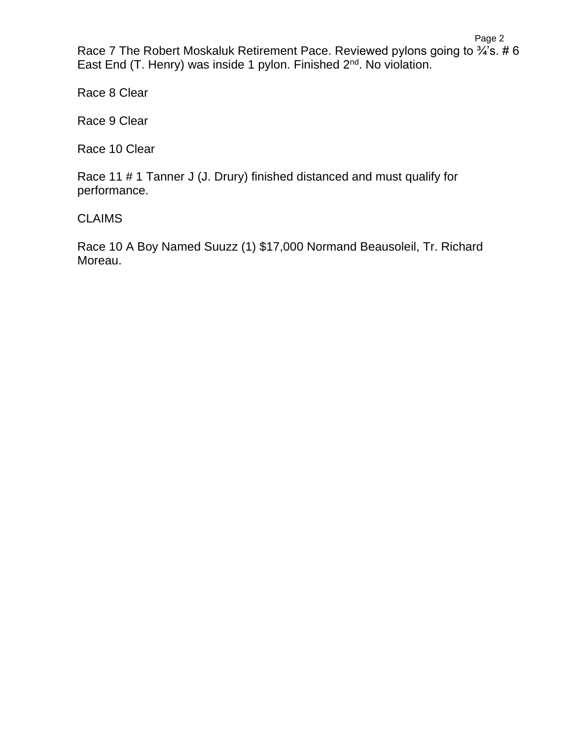Race 7 The Robert Moskaluk Retirement Pace. Reviewed pylons going to ¾'s. # 6 East End (T. Henry) was inside 1 pylon. Finished 2nd. No violation.

Race 8 Clear

Race 9 Clear

Race 10 Clear

Race 11 # 1 Tanner J (J. Drury) finished distanced and must qualify for performance.

CLAIMS

Race 10 A Boy Named Suuzz (1) $17,000 Normand Beausoleil, Tr. Richard Moreau.